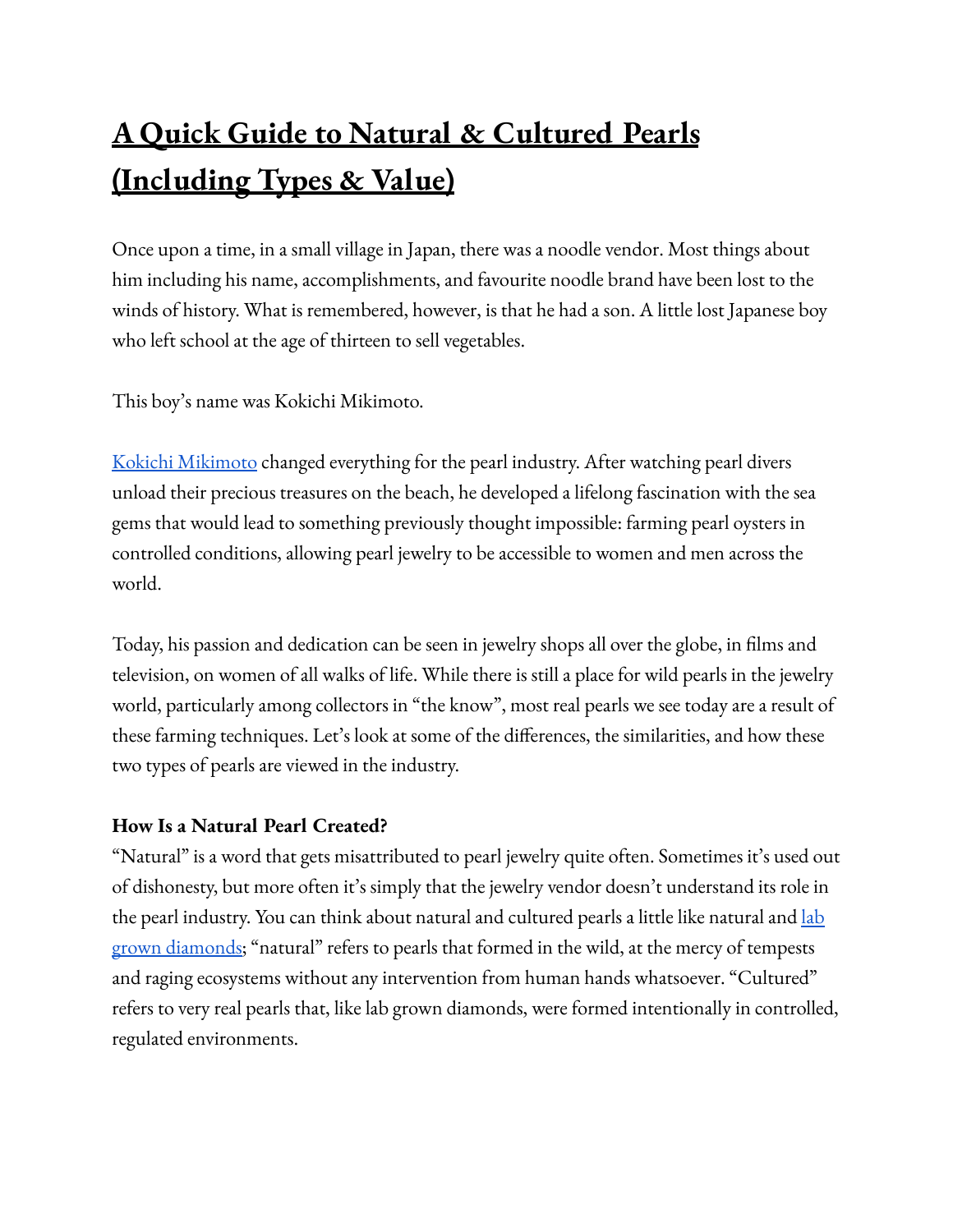# A Quick Guide to Natural & Cultured Pearls (Including Types & Value)

Once upon a time, in a small village in Japan, there was a noodle vendor. Most things about him including his name, accomplishments, and favourite noodle brand have been lost to the winds of history. What is remembered, however, is that he had a son. A little lost Japanese boy who left school at the age of thirteen to sell vegetables.

This boy's name was Kokichi Mikimoto.

[Kokichi Mikimoto] changed everything for the pearl industry. After watching pearl divers unload their precious treasures on the beach, he developed a lifelong fascination with the sea gems that would lead to something previously thought impossible: farming pearl oysters in controlled conditions, allowing pearl jewelry to be accessible to women and men across the world.

Today, his passion and dedication can be seen in jewelry shops all over the globe, in films and television, on women of all walks of life. While there is still a place for wild pearls in the jewelry world, particularly among collectors in "the know", most real pearls we see today are a result of these farming techniques. Let's look at some of the differences, the similarities, and how these two types of pearls are viewed in the industry.

**How Is a Natural Pearl Created?**

"Natural" is a word that gets misattributed to pearl jewelry quite often. Sometimes it's used out of dishonesty, but more often it's simply that the jewelry vendor doesn't understand its role in the pearl industry. You can think about natural and cultured pearls a little like natural and [lab grown diamonds]; "natural" refers to pearls that formed in the wild, at the mercy of tempests and raging ecosystems without any intervention from human hands whatsoever. "Cultured" refers to very real pearls that, like lab grown diamonds, were formed intentionally in controlled, regulated environments.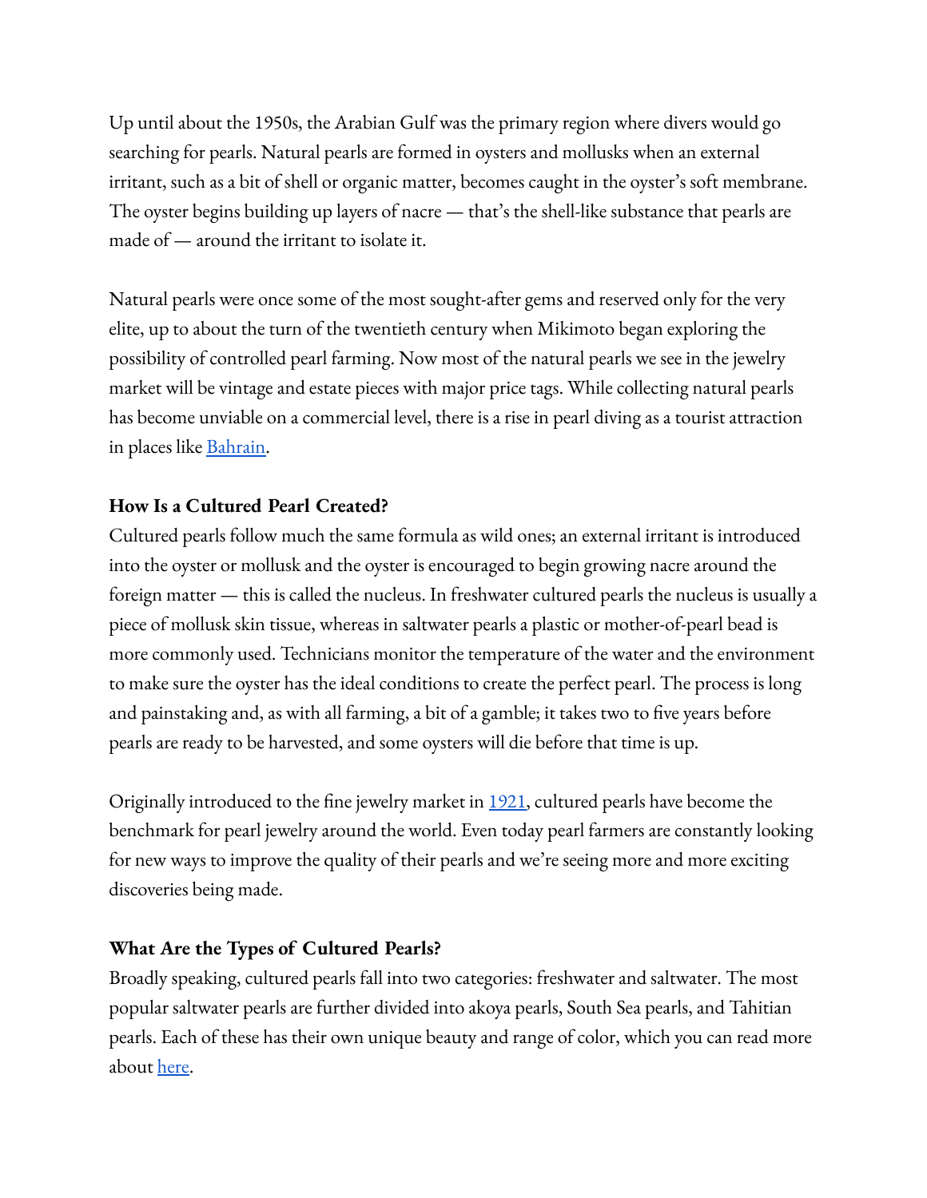Up until about the 1950s, the Arabian Gulf was the primary region where divers would go searching for pearls. Natural pearls are formed in oysters and mollusks when an external irritant, such as a bit of shell or organic matter, becomes caught in the oyster's soft membrane. The oyster begins building up layers of nacre — that's the shell-like substance that pearls are made of — around the irritant to isolate it.

Natural pearls were once some of the most sought-after gems and reserved only for the very elite, up to about the turn of the twentieth century when Mikimoto began exploring the possibility of controlled pearl farming. Now most of the natural pearls we see in the jewelry market will be vintage and estate pieces with major price tags. While collecting natural pearls has become unviable on a commercial level, there is a rise in pearl diving as a tourist attraction in places like Bahrain.

**How Is a Cultured Pearl Created?**

Cultured pearls follow much the same formula as wild ones; an external irritant is introduced into the oyster or mollusk and the oyster is encouraged to begin growing nacre around the foreign matter — this is called the nucleus. In freshwater cultured pearls the nucleus is usually a piece of mollusk skin tissue, whereas in saltwater pearls a plastic or mother-of-pearl bead is more commonly used. Technicians monitor the temperature of the water and the environment to make sure the oyster has the ideal conditions to create the perfect pearl. The process is long and painstaking and, as with all farming, a bit of a gamble; it takes two to five years before pearls are ready to be harvested, and some oysters will die before that time is up.

Originally introduced to the fine jewelry market in 1921, cultured pearls have become the benchmark for pearl jewelry around the world. Even today pearl farmers are constantly looking for new ways to improve the quality of their pearls and we're seeing more and more exciting discoveries being made.

**What Are the Types of Cultured Pearls?**

Broadly speaking, cultured pearls fall into two categories: freshwater and saltwater. The most popular saltwater pearls are further divided into akoya pearls, South Sea pearls, and Tahitian pearls. Each of these has their own unique beauty and range of color, which you can read more about here.